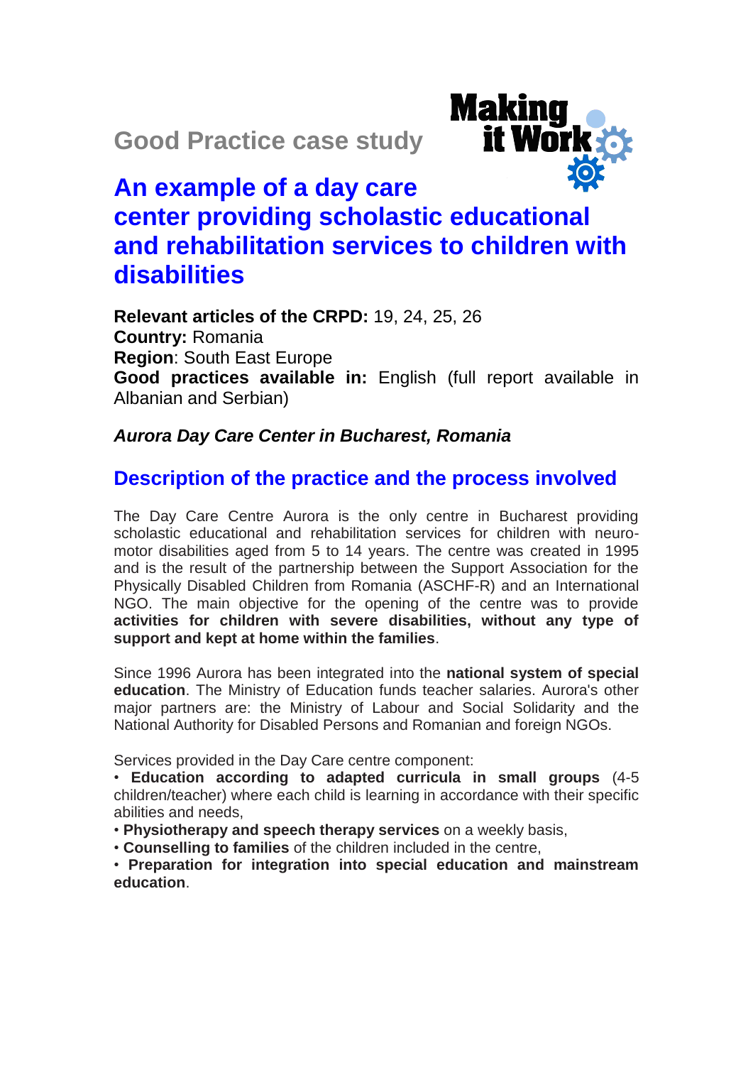## Good Practice case study

# An example of a day care center providing scholastic educational and rehabilitation services to children with disabilities

**Relevant articles of the CRPD:** 19, 24, 25, 26
**Country:** Romania
**Region**: South East Europe
**Good practices available in:** English (full report available in Albanian and Serbian)

***Aurora Day Care Center in Bucharest, Romania***

## Description of the practice and the process involved

The Day Care Centre Aurora is the only centre in Bucharest providing scholastic educational and rehabilitation services for children with neuro-motor disabilities aged from 5 to 14 years. The centre was created in 1995 and is the result of the partnership between the Support Association for the Physically Disabled Children from Romania (ASCHF-R) and an International NGO. The main objective for the opening of the centre was to provide **activities for children with severe disabilities, without any type of support and kept at home within the families**.

Since 1996 Aurora has been integrated into the **national system of special education**. The Ministry of Education funds teacher salaries. Aurora's other major partners are: the Ministry of Labour and Social Solidarity and the National Authority for Disabled Persons and Romanian and foreign NGOs.

Services provided in the Day Care centre component:

- **Education according to adapted curricula in small groups** (4-5 children/teacher) where each child is learning in accordance with their specific abilities and needs,
- **Physiotherapy and speech therapy services** on a weekly basis,
- **Counselling to families** of the children included in the centre,
- **Preparation for integration into special education and mainstream education**.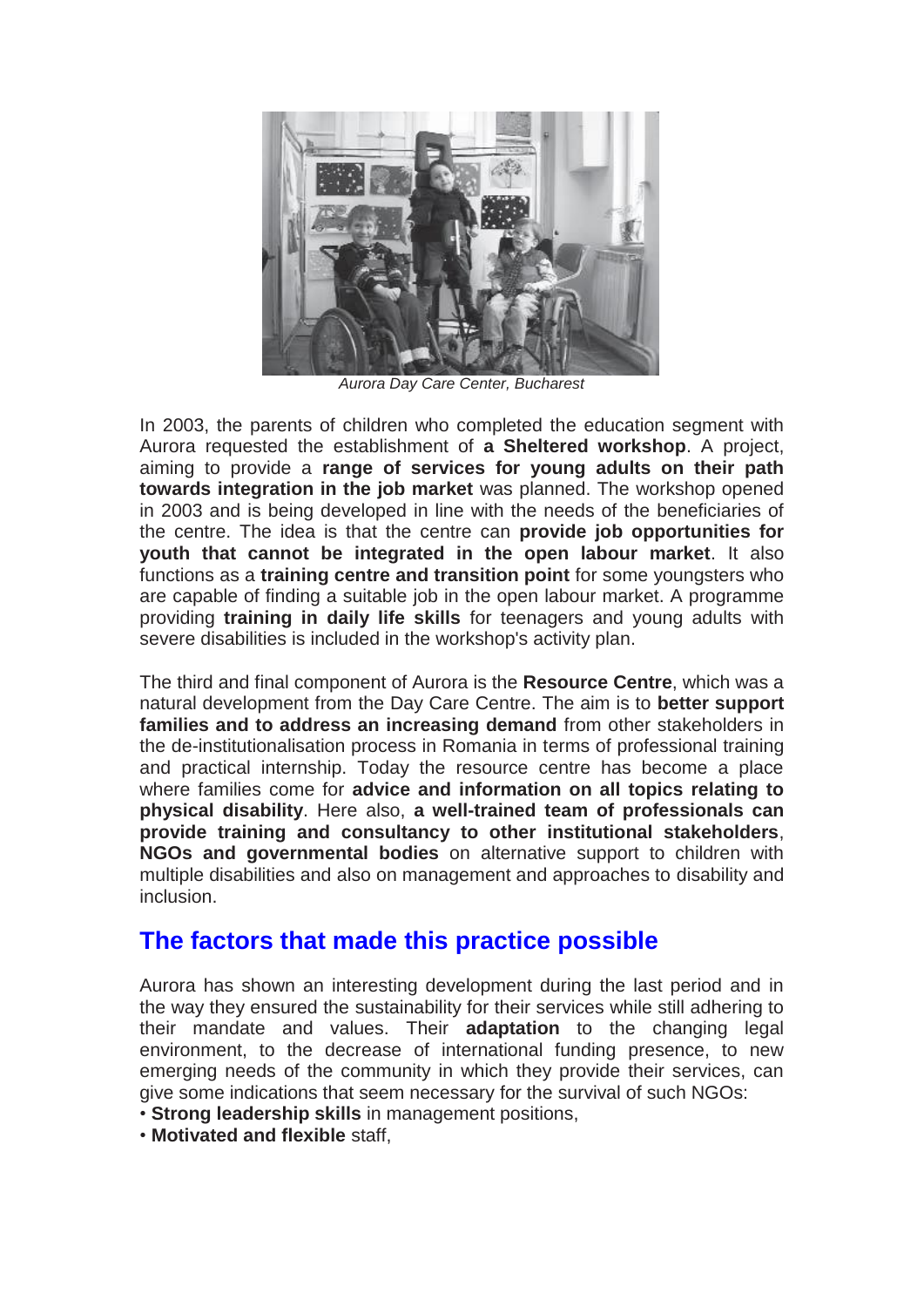*Aurora Day Care Center, Bucharest*

In 2003, the parents of children who completed the education segment with Aurora requested the establishment of **a Sheltered workshop**. A project, aiming to provide a **range of services for young adults on their path towards integration in the job market** was planned. The workshop opened in 2003 and is being developed in line with the needs of the beneficiaries of the centre. The idea is that the centre can **provide job opportunities for youth that cannot be integrated in the open labour market**. It also functions as a **training centre and transition point** for some youngsters who are capable of finding a suitable job in the open labour market. A programme providing **training in daily life skills** for teenagers and young adults with severe disabilities is included in the workshop's activity plan.

The third and final component of Aurora is the **Resource Centre**, which was a natural development from the Day Care Centre. The aim is to **better support families and to address an increasing demand** from other stakeholders in the de-institutionalisation process in Romania in terms of professional training and practical internship. Today the resource centre has become a place where families come for **advice and information on all topics relating to physical disability**. Here also, **a well-trained team of professionals can provide training and consultancy to other institutional stakeholders**, **NGOs and governmental bodies** on alternative support to children with multiple disabilities and also on management and approaches to disability and inclusion.

## The factors that made this practice possible

Aurora has shown an interesting development during the last period and in the way they ensured the sustainability for their services while still adhering to their mandate and values. Their **adaptation** to the changing legal environment, to the decrease of international funding presence, to new emerging needs of the community in which they provide their services, can give some indications that seem necessary for the survival of such NGOs:

- **Strong leadership skills** in management positions,
- **Motivated and flexible** staff,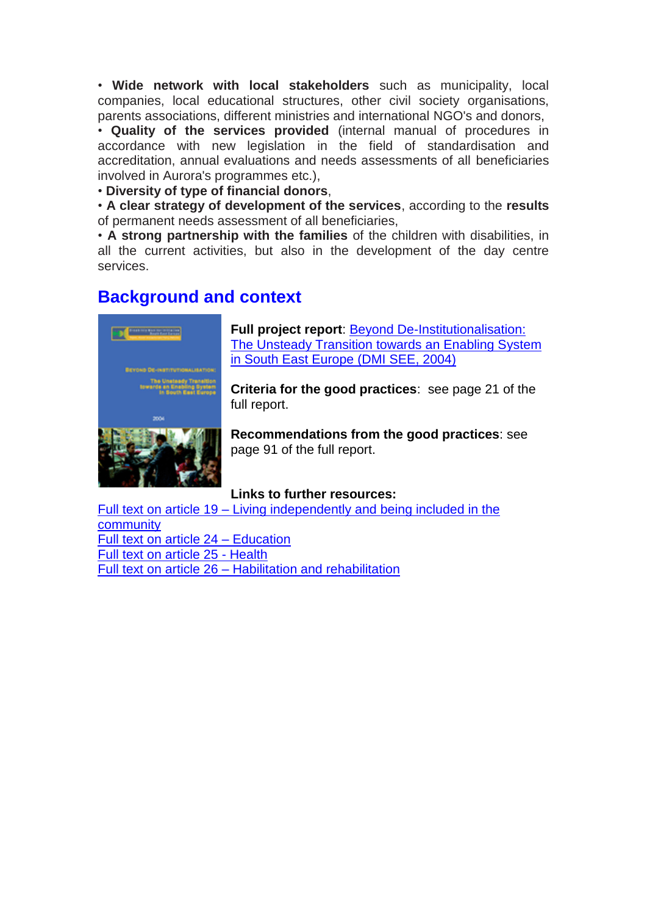• **Wide network with local stakeholders** such as municipality, local companies, local educational structures, other civil society organisations, parents associations, different ministries and international NGO's and donors,
• **Quality of the services provided** (internal manual of procedures in accordance with new legislation in the field of standardisation and accreditation, annual evaluations and needs assessments of all beneficiaries involved in Aurora's programmes etc.),
• **Diversity of type of financial donors**,
• **A clear strategy of development of the services**, according to the **results** of permanent needs assessment of all beneficiaries,
• **A strong partnership with the families** of the children with disabilities, in all the current activities, but also in the development of the day centre services.

## Background and context

**Full project report**: Beyond De-Institutionalisation: The Unsteady Transition towards an Enabling System in South East Europe (DMI SEE, 2004)

**Criteria for the good practices**: see page 21 of the full report.

**Recommendations from the good practices**: see page 91 of the full report.

**Links to further resources:**

Full text on article 19 – Living independently and being included in the community
Full text on article 24 – Education
Full text on article 25 - Health
Full text on article 26 – Habilitation and rehabilitation